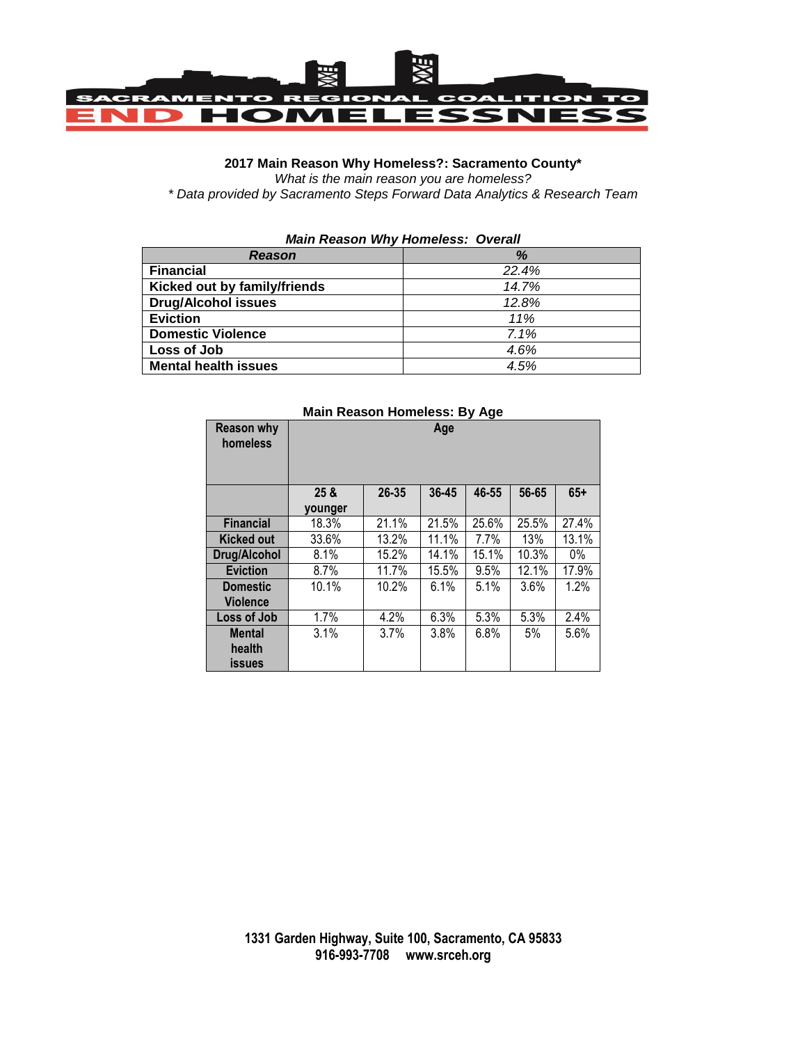SACRAMENTO REGIONAL COALITION TO END HOMELESSNESS

**2017 Main Reason Why Homeless?: Sacramento County***

*What is the main reason you are homeless?*

*\* Data provided by Sacramento Steps Forward Data Analytics & Research Team*

***Main Reason Why Homeless: Overall***

| *Reason* | *%* |
|---|---|
| **Financial** | *22.4%* |
| **Kicked out by family/friends** | *14.7%* |
| **Drug/Alcohol issues** | *12.8%* |
| **Eviction** | *11%* |
| **Domestic Violence** | *7.1%* |
| **Loss of Job** | *4.6%* |
| **Mental health issues** | *4.5%* |

**Main Reason Homeless: By Age**

| Reason why homeless | Age | | | | | |
|---|---|---|---|---|---|---|
| | 25 & younger | 26-35 | 36-45 | 46-55 | 56-65 | 65+ |
| **Financial** | 18.3% | 21.1% | 21.5% | 25.6% | 25.5% | 27.4% |
| **Kicked out** | 33.6% | 13.2% | 11.1% | 7.7% | 13% | 13.1% |
| **Drug/Alcohol** | 8.1% | 15.2% | 14.1% | 15.1% | 10.3% | 0% |
| **Eviction** | 8.7% | 11.7% | 15.5% | 9.5% | 12.1% | 17.9% |
| **Domestic Violence** | 10.1% | 10.2% | 6.1% | 5.1% | 3.6% | 1.2% |
| **Loss of Job** | 1.7% | 4.2% | 6.3% | 5.3% | 5.3% | 2.4% |
| **Mental health issues** | 3.1% | 3.7% | 3.8% | 6.8% | 5% | 5.6% |

**1331 Garden Highway, Suite 100, Sacramento, CA 95833**
**916-993-7708 www.srceh.org**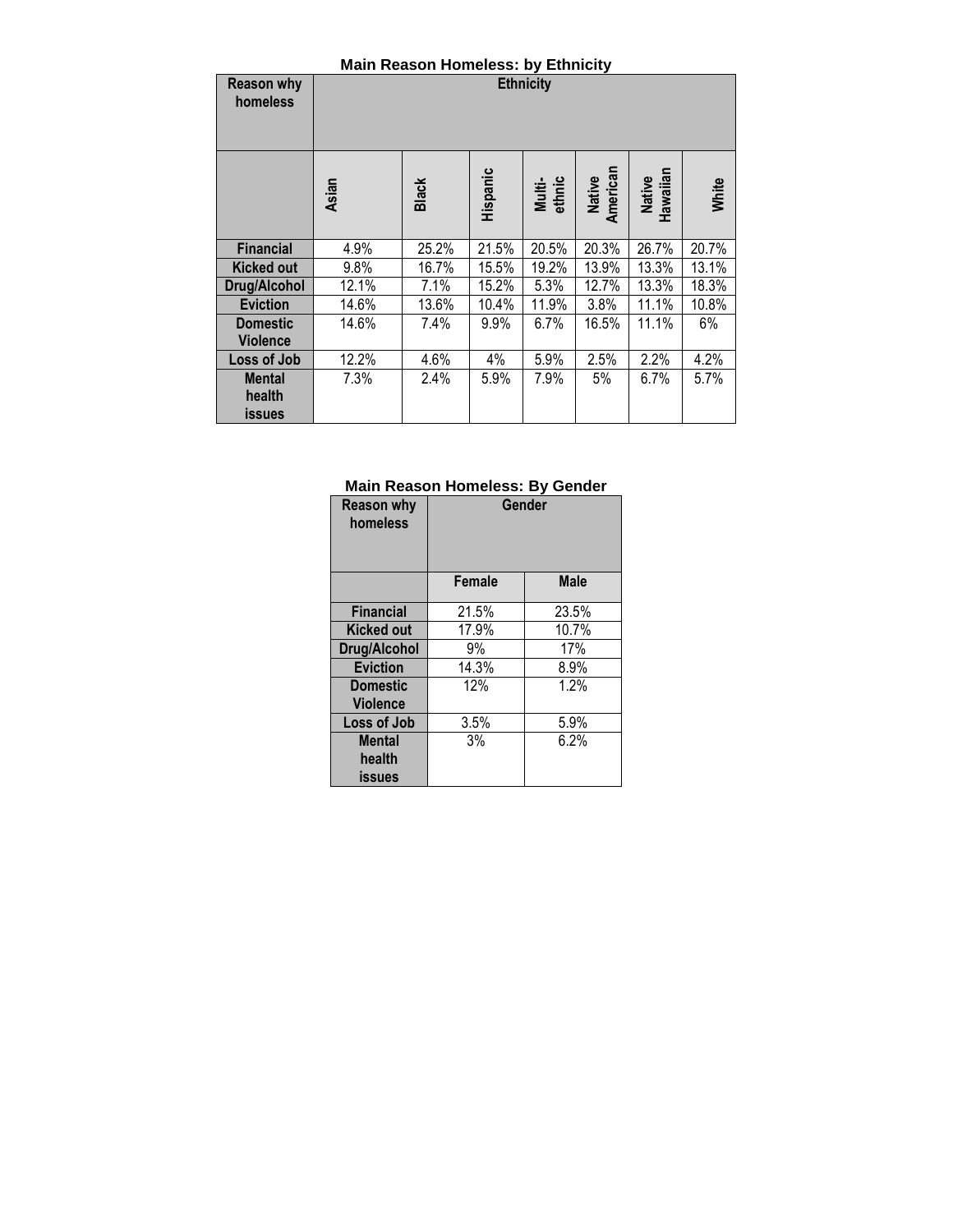### Main Reason Homeless: by Ethnicity

| Reason why homeless | Ethnicity | | | | | | |
|---|---|---|---|---|---|---|---|
| | Asian | Black | Hispanic | Multi-ethnic | Native American | Native Hawaiian | White |
| **Financial** | 4.9% | 25.2% | 21.5% | 20.5% | 20.3% | 26.7% | 20.7% |
| **Kicked out** | 9.8% | 16.7% | 15.5% | 19.2% | 13.9% | 13.3% | 13.1% |
| **Drug/Alcohol** | 12.1% | 7.1% | 15.2% | 5.3% | 12.7% | 13.3% | 18.3% |
| **Eviction** | 14.6% | 13.6% | 10.4% | 11.9% | 3.8% | 11.1% | 10.8% |
| **Domestic Violence** | 14.6% | 7.4% | 9.9% | 6.7% | 16.5% | 11.1% | 6% |
| **Loss of Job** | 12.2% | 4.6% | 4% | 5.9% | 2.5% | 2.2% | 4.2% |
| **Mental health issues** | 7.3% | 2.4% | 5.9% | 7.9% | 5% | 6.7% | 5.7% |

### Main Reason Homeless: By Gender

| Reason why homeless | Gender | |
|---|---|---|
| | Female | Male |
| **Financial** | 21.5% | 23.5% |
| **Kicked out** | 17.9% | 10.7% |
| **Drug/Alcohol** | 9% | 17% |
| **Eviction** | 14.3% | 8.9% |
| **Domestic Violence** | 12% | 1.2% |
| **Loss of Job** | 3.5% | 5.9% |
| **Mental health issues** | 3% | 6.2% |